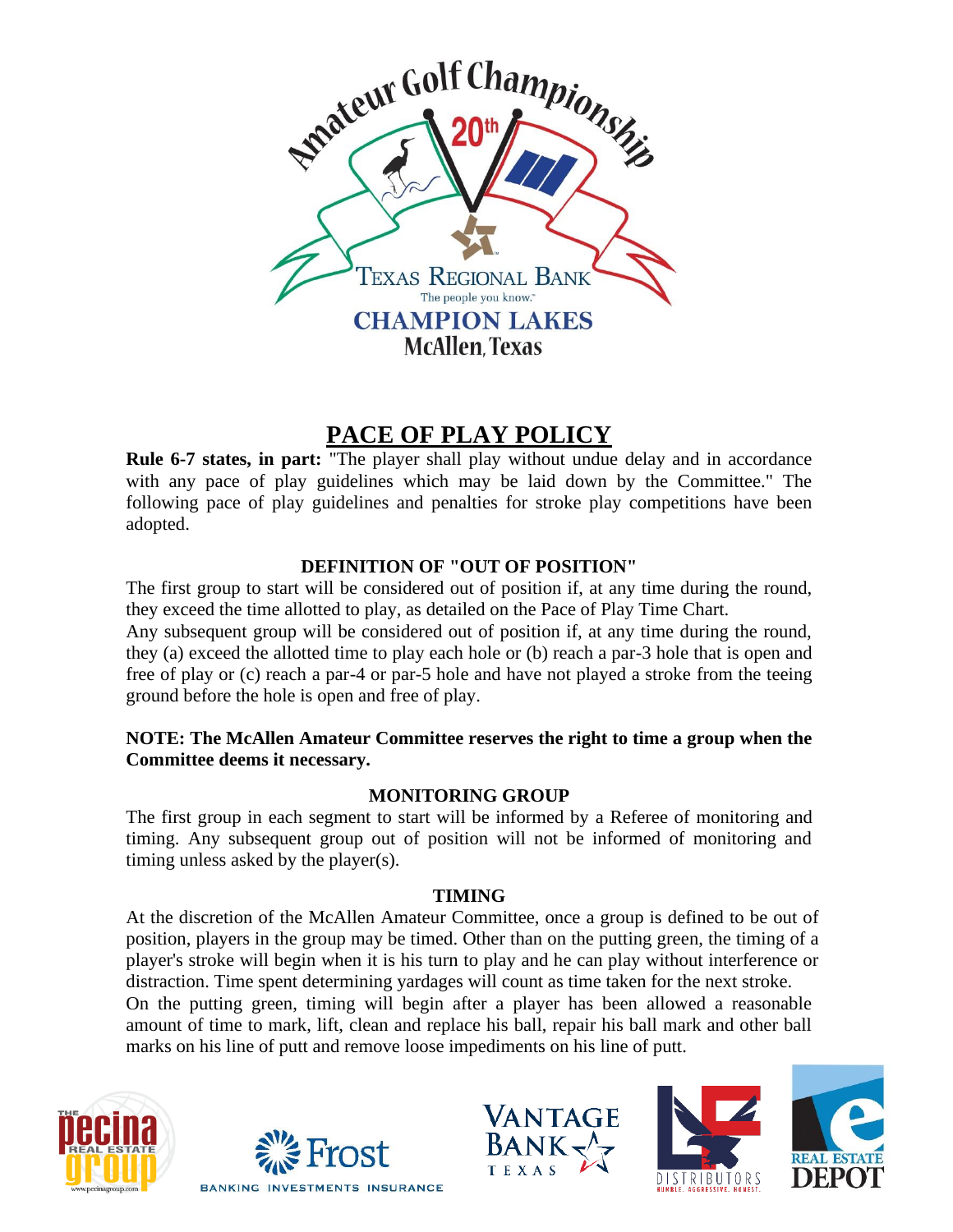Amateur Golf Championship

20th

TEXAS REGIONAL BANK

The people you know.

CHAMPION LAKES

McAllen, Texas

# PACE OF PLAY POLICY

**Rule 6-7 states, in part:** "The player shall play without undue delay and in accordance with any pace of play guidelines which may be laid down by the Committee." The following pace of play guidelines and penalties for stroke play competitions have been adopted.

## DEFINITION OF "OUT OF POSITION"

The first group to start will be considered out of position if, at any time during the round, they exceed the time allotted to play, as detailed on the Pace of Play Time Chart.

Any subsequent group will be considered out of position if, at any time during the round, they (a) exceed the allotted time to play each hole or (b) reach a par-3 hole that is open and free of play or (c) reach a par-4 or par-5 hole and have not played a stroke from the teeing ground before the hole is open and free of play.

**NOTE: The McAllen Amateur Committee reserves the right to time a group when the Committee deems it necessary.**

## MONITORING GROUP

The first group in each segment to start will be informed by a Referee of monitoring and timing. Any subsequent group out of position will not be informed of monitoring and timing unless asked by the player(s).

## TIMING

At the discretion of the McAllen Amateur Committee, once a group is defined to be out of position, players in the group may be timed. Other than on the putting green, the timing of a player's stroke will begin when it is his turn to play and he can play without interference or distraction. Time spent determining yardages will count as time taken for the next stroke.

On the putting green, timing will begin after a player has been allowed a reasonable amount of time to mark, lift, clean and replace his ball, repair his ball mark and other ball marks on his line of putt and remove loose impediments on his line of putt.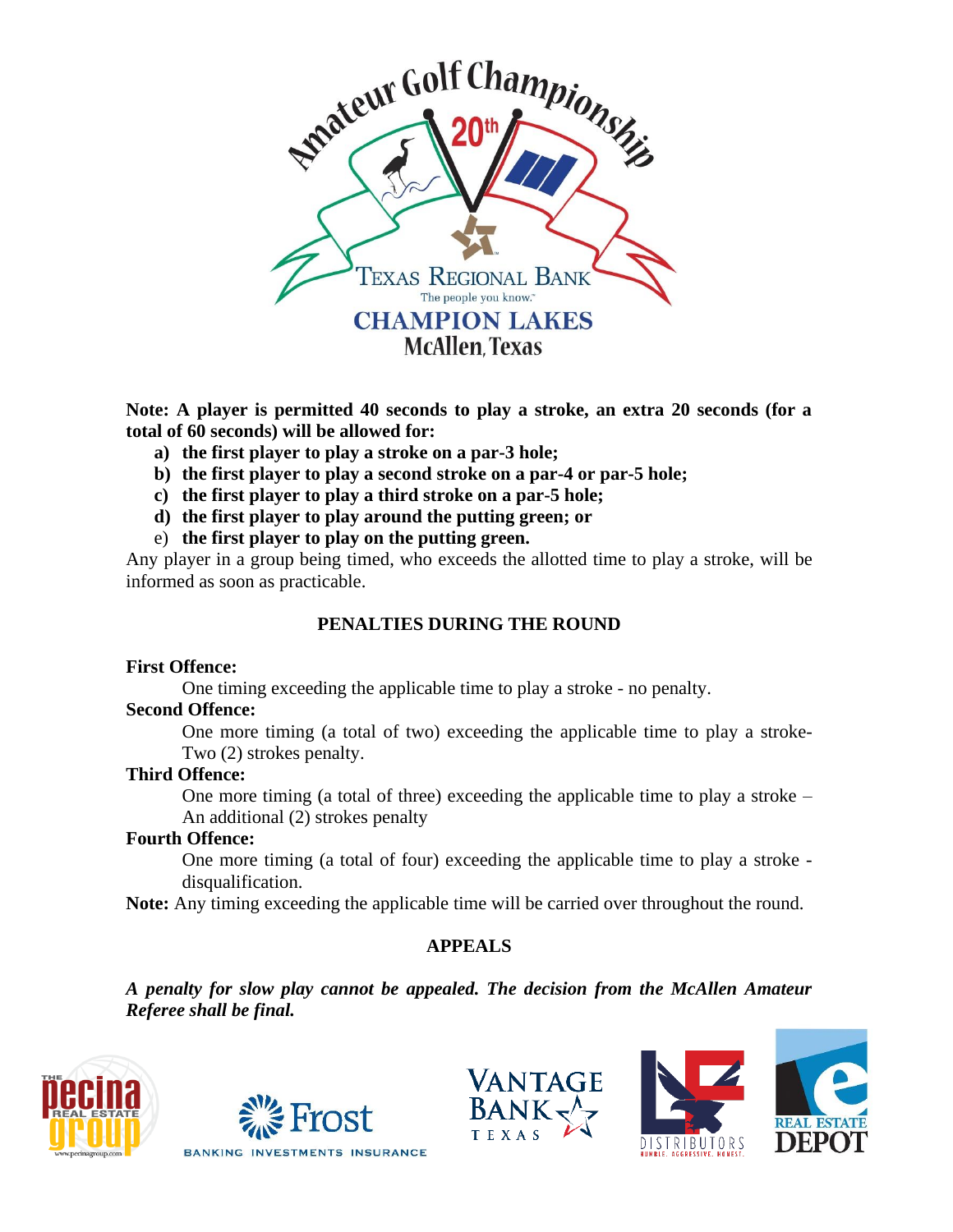**Note: A player is permitted 40 seconds to play a stroke, an extra 20 seconds (for a total of 60 seconds) will be allowed for:**

a) **the first player to play a stroke on a par-3 hole;**
b) **the first player to play a second stroke on a par-4 or par-5 hole;**
c) **the first player to play a third stroke on a par-5 hole;**
d) **the first player to play around the putting green; or**
e) **the first player to play on the putting green.**

Any player in a group being timed, who exceeds the allotted time to play a stroke, will be informed as soon as practicable.

## PENALTIES DURING THE ROUND

**First Offence:**

One timing exceeding the applicable time to play a stroke - no penalty.

**Second Offence:**

One more timing (a total of two) exceeding the applicable time to play a stroke- Two (2) strokes penalty.

**Third Offence:**

One more timing (a total of three) exceeding the applicable time to play a stroke – An additional (2) strokes penalty

**Fourth Offence:**

One more timing (a total of four) exceeding the applicable time to play a stroke - disqualification.

**Note:** Any timing exceeding the applicable time will be carried over throughout the round.

## APPEALS

***A penalty for slow play cannot be appealed. The decision from the McAllen Amateur Referee shall be final.***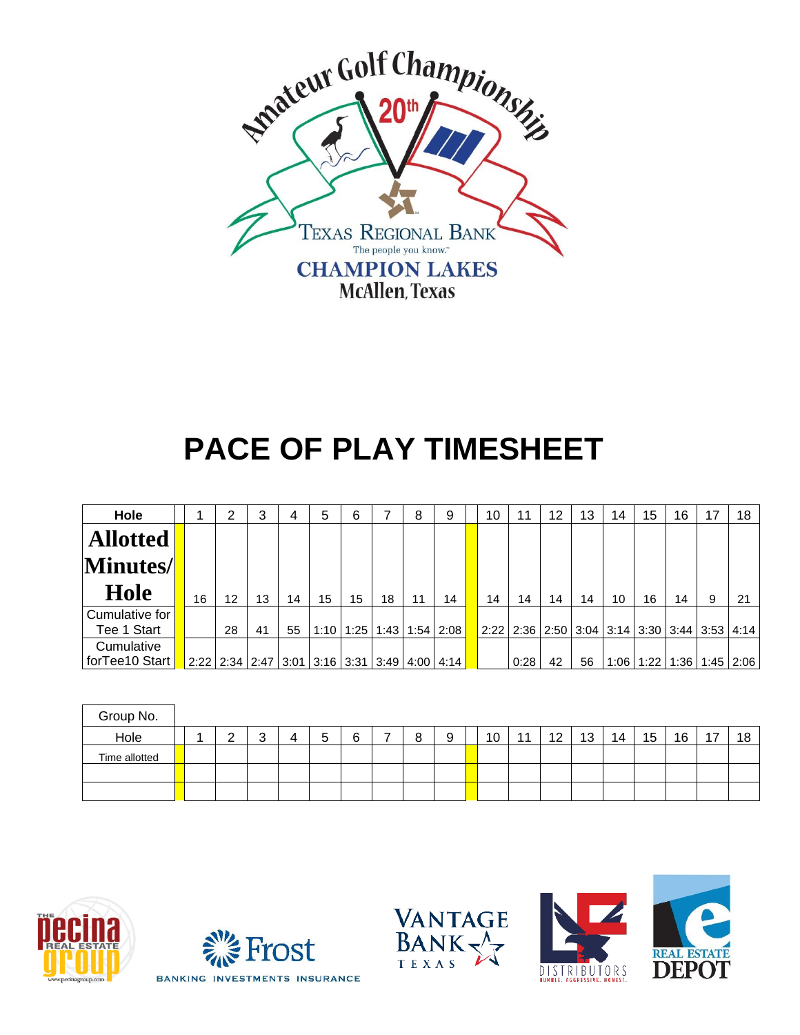Amateur Golf Championship

20th

TEXAS REGIONAL BANK
The people you know.
CHAMPION LAKES
McAllen, Texas

# PACE OF PLAY TIMESHEET

| Hole | | 1 | 2 | 3 | 4 | 5 | 6 | 7 | 8 | 9 | | 10 | 11 | 12 | 13 | 14 | 15 | 16 | 17 | 18 |
|---|---|---|---|---|---|---|---|---|---|---|---|---|---|---|---|---|---|---|---|---|
| **Allotted Minutes/ Hole** | | 16 | 12 | 13 | 14 | 15 | 15 | 18 | 11 | 14 | | 14 | 14 | 14 | 14 | 10 | 16 | 14 | 9 | 21 |
| Cumulative for Tee 1 Start | | | 28 | 41 | 55 | 1:10 | 1:25 | 1:43 | 1:54 | 2:08 | | 2:22 | 2:36 | 2:50 | 3:04 | 3:14 | 3:30 | 3:44 | 3:53 | 4:14 |
| Cumulative forTee10 Start | | 2:22 | 2:34 | 2:47 | 3:01 | 3:16 | 3:31 | 3:49 | 4:00 | 4:14 | | | 0:28 | 42 | 56 | 1:06 | 1:22 | 1:36 | 1:45 | 2:06 |

| Group No. | | | | | | | | | | | | | | | | | | | | |
|---|---|---|---|---|---|---|---|---|---|---|---|---|---|---|---|---|---|---|---|---|
| Hole | | 1 | 2 | 3 | 4 | 5 | 6 | 7 | 8 | 9 | | 10 | 11 | 12 | 13 | 14 | 15 | 16 | 17 | 18 |
| Time allotted | | | | | | | | | | | | | | | | | | | | |
| | | | | | | | | | | | | | | | | | | | | |
| | | | | | | | | | | | | | | | | | | | | |